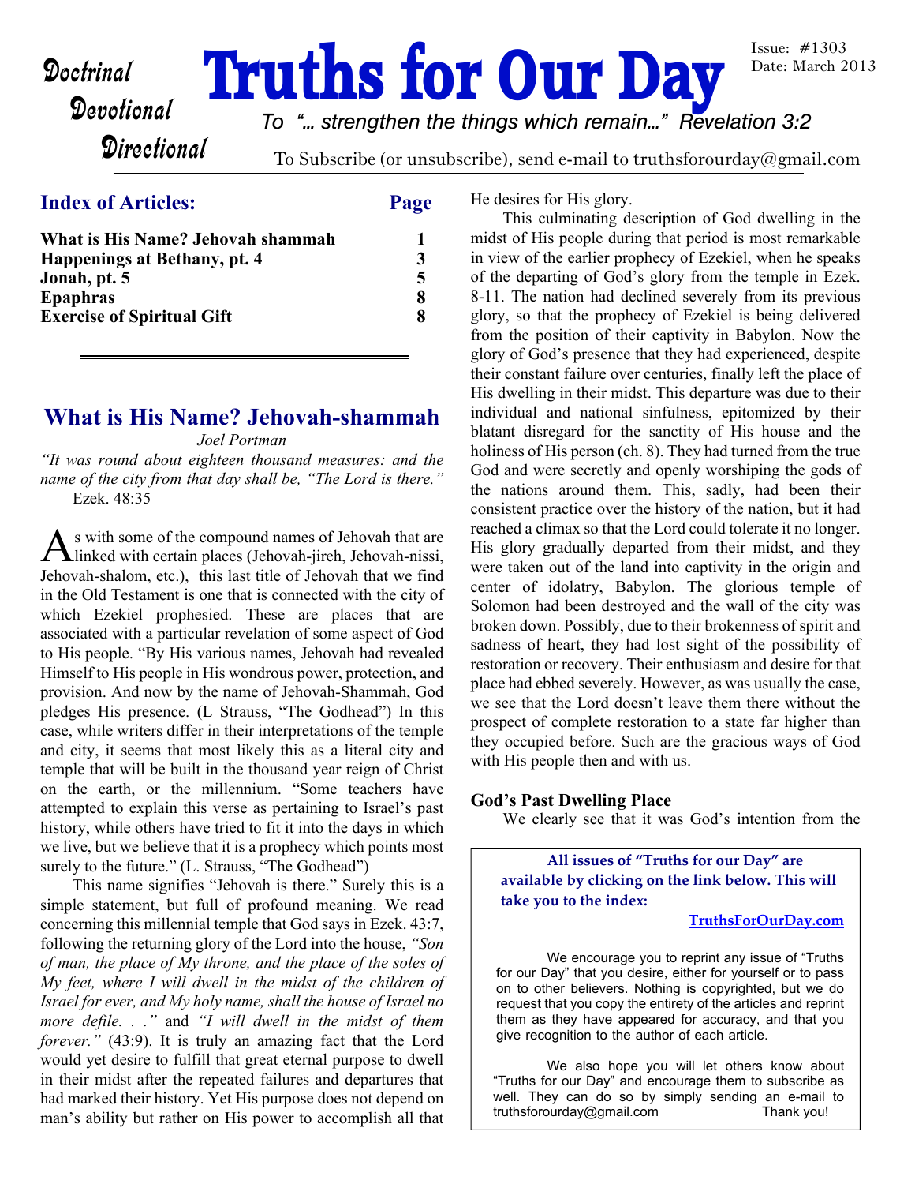**Doctrinal**
**Devotional**
**Directional**

# Truths for Our Day

Issue: #1303
Date: March 2013

*To "… strengthen the things which remain…" Revelation 3:2*

To Subscribe (or unsubscribe), send e-mail to truthsforourday@gmail.com

## Index of Articles:

| Article | Page |
|---|---|
| **What is His Name? Jehovah shammah** | **1** |
| **Happenings at Bethany, pt. 4** | **3** |
| **Jonah, pt. 5** | **5** |
| **Epaphras** | **8** |
| **Exercise of Spiritual Gift** | **8** |

## What is His Name? Jehovah-shammah

*Joel Portman*

*"It was round about eighteen thousand measures: and the name of the city from that day shall be, "The Lord is there."* Ezek. 48:35

As with some of the compound names of Jehovah that are linked with certain places (Jehovah-jireh, Jehovah-nissi, Jehovah-shalom, etc.), this last title of Jehovah that we find in the Old Testament is one that is connected with the city of which Ezekiel prophesied. These are places that are associated with a particular revelation of some aspect of God to His people. "By His various names, Jehovah had revealed Himself to His people in His wondrous power, protection, and provision. And now by the name of Jehovah-Shammah, God pledges His presence. (L Strauss, "The Godhead") In this case, while writers differ in their interpretations of the temple and city, it seems that most likely this as a literal city and temple that will be built in the thousand year reign of Christ on the earth, or the millennium. "Some teachers have attempted to explain this verse as pertaining to Israel's past history, while others have tried to fit it into the days in which we live, but we believe that it is a prophecy which points most surely to the future." (L. Strauss, "The Godhead")

This name signifies "Jehovah is there." Surely this is a simple statement, but full of profound meaning. We read concerning this millennial temple that God says in Ezek. 43:7, following the returning glory of the Lord into the house, *"Son of man, the place of My throne, and the place of the soles of My feet, where I will dwell in the midst of the children of Israel for ever, and My holy name, shall the house of Israel no more defile. . ."* and *"I will dwell in the midst of them forever."* (43:9). It is truly an amazing fact that the Lord would yet desire to fulfill that great eternal purpose to dwell in their midst after the repeated failures and departures that had marked their history. Yet His purpose does not depend on man's ability but rather on His power to accomplish all that He desires for His glory.

This culminating description of God dwelling in the midst of His people during that period is most remarkable in view of the earlier prophecy of Ezekiel, when he speaks of the departing of God's glory from the temple in Ezek. 8-11. The nation had declined severely from its previous glory, so that the prophecy of Ezekiel is being delivered from the position of their captivity in Babylon. Now the glory of God's presence that they had experienced, despite their constant failure over centuries, finally left the place of His dwelling in their midst. This departure was due to their individual and national sinfulness, epitomized by their blatant disregard for the sanctity of His house and the holiness of His person (ch. 8). They had turned from the true God and were secretly and openly worshiping the gods of the nations around them. This, sadly, had been their consistent practice over the history of the nation, but it had reached a climax so that the Lord could tolerate it no longer. His glory gradually departed from their midst, and they were taken out of the land into captivity in the origin and center of idolatry, Babylon. The glorious temple of Solomon had been destroyed and the wall of the city was broken down. Possibly, due to their brokenness of spirit and sadness of heart, they had lost sight of the possibility of restoration or recovery. Their enthusiasm and desire for that place had ebbed severely. However, as was usually the case, we see that the Lord doesn't leave them there without the prospect of complete restoration to a state far higher than they occupied before. Such are the gracious ways of God with His people then and with us.

### God's Past Dwelling Place

We clearly see that it was God's intention from the

---

**All issues of "Truths for our Day" are available by clicking on the link below. This will take you to the index:**

**TruthsForOurDay.com**

We encourage you to reprint any issue of "Truths for our Day" that you desire, either for yourself or to pass on to other believers. Nothing is copyrighted, but we do request that you copy the entirety of the articles and reprint them as they have appeared for accuracy, and that you give recognition to the author of each article.

We also hope you will let others know about "Truths for our Day" and encourage them to subscribe as well. They can do so by simply sending an e-mail to truthsforourday@gmail.com Thank you!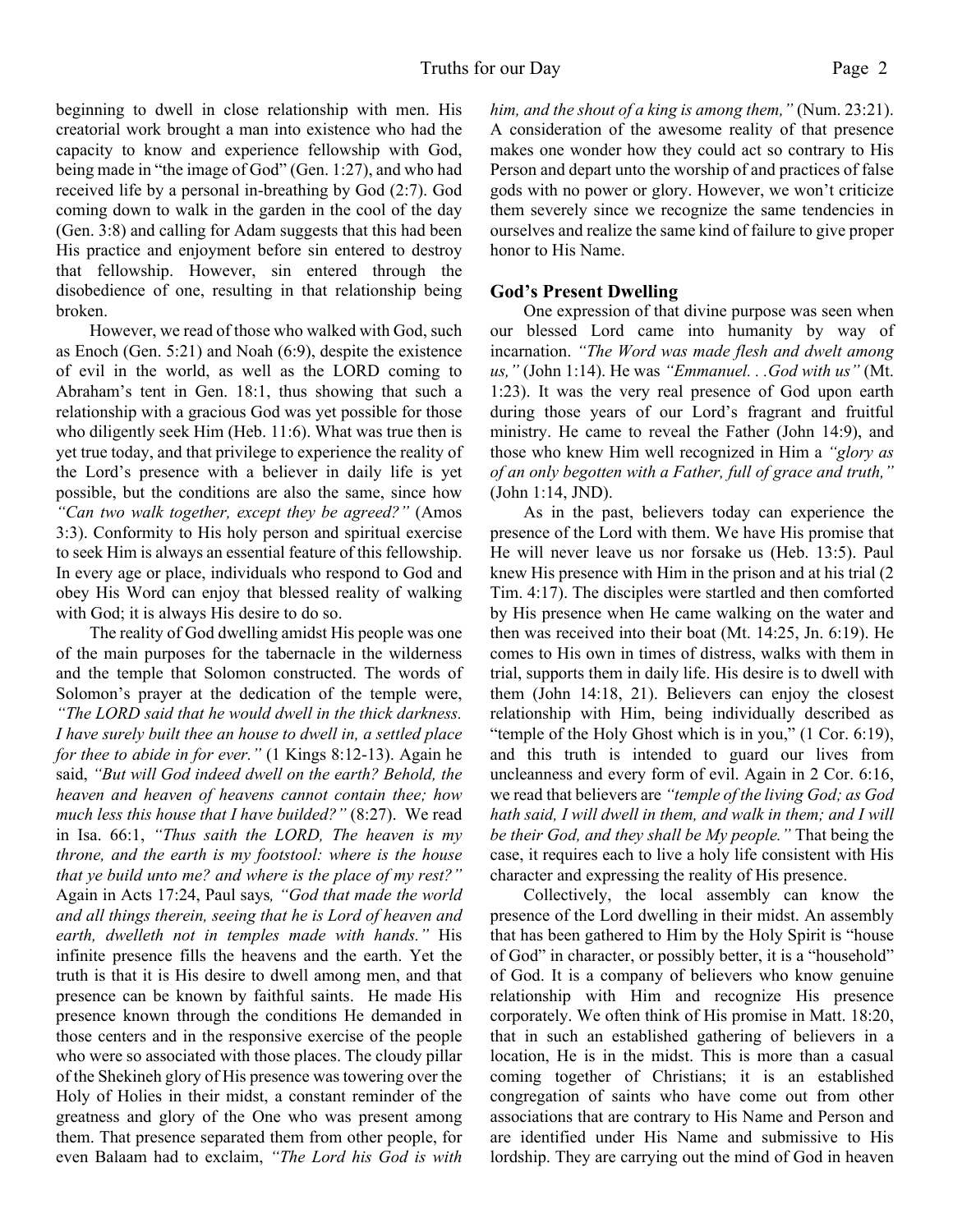beginning to dwell in close relationship with men. His creatorial work brought a man into existence who had the capacity to know and experience fellowship with God, being made in "the image of God" (Gen. 1:27), and who had received life by a personal in-breathing by God (2:7). God coming down to walk in the garden in the cool of the day (Gen. 3:8) and calling for Adam suggests that this had been His practice and enjoyment before sin entered to destroy that fellowship. However, sin entered through the disobedience of one, resulting in that relationship being broken.

However, we read of those who walked with God, such as Enoch (Gen. 5:21) and Noah (6:9), despite the existence of evil in the world, as well as the LORD coming to Abraham's tent in Gen. 18:1, thus showing that such a relationship with a gracious God was yet possible for those who diligently seek Him (Heb. 11:6). What was true then is yet true today, and that privilege to experience the reality of the Lord's presence with a believer in daily life is yet possible, but the conditions are also the same, since how *"Can two walk together, except they be agreed?"* (Amos 3:3). Conformity to His holy person and spiritual exercise to seek Him is always an essential feature of this fellowship. In every age or place, individuals who respond to God and obey His Word can enjoy that blessed reality of walking with God; it is always His desire to do so.

The reality of God dwelling amidst His people was one of the main purposes for the tabernacle in the wilderness and the temple that Solomon constructed. The words of Solomon's prayer at the dedication of the temple were, *"The LORD said that he would dwell in the thick darkness. I have surely built thee an house to dwell in, a settled place for thee to abide in for ever."* (1 Kings 8:12-13). Again he said, *"But will God indeed dwell on the earth? Behold, the heaven and heaven of heavens cannot contain thee; how much less this house that I have builded?"* (8:27). We read in Isa. 66:1, *"Thus saith the LORD, The heaven is my throne, and the earth is my footstool: where is the house that ye build unto me? and where is the place of my rest?"* Again in Acts 17:24, Paul says*, "God that made the world and all things therein, seeing that he is Lord of heaven and earth, dwelleth not in temples made with hands."* His infinite presence fills the heavens and the earth. Yet the truth is that it is His desire to dwell among men, and that presence can be known by faithful saints. He made His presence known through the conditions He demanded in those centers and in the responsive exercise of the people who were so associated with those places. The cloudy pillar of the Shekineh glory of His presence was towering over the Holy of Holies in their midst, a constant reminder of the greatness and glory of the One who was present among them. That presence separated them from other people, for even Balaam had to exclaim, *"The Lord his God is with him, and the shout of a king is among them,"* (Num. 23:21). A consideration of the awesome reality of that presence makes one wonder how they could act so contrary to His Person and depart unto the worship of and practices of false gods with no power or glory. However, we won't criticize them severely since we recognize the same tendencies in ourselves and realize the same kind of failure to give proper honor to His Name.

## God's Present Dwelling

One expression of that divine purpose was seen when our blessed Lord came into humanity by way of incarnation. *"The Word was made flesh and dwelt among us,"* (John 1:14). He was *"Emmanuel. . .God with us"* (Mt. 1:23). It was the very real presence of God upon earth during those years of our Lord's fragrant and fruitful ministry. He came to reveal the Father (John 14:9), and those who knew Him well recognized in Him a *"glory as of an only begotten with a Father, full of grace and truth,"* (John 1:14, JND).

As in the past, believers today can experience the presence of the Lord with them. We have His promise that He will never leave us nor forsake us (Heb. 13:5). Paul knew His presence with Him in the prison and at his trial (2 Tim. 4:17). The disciples were startled and then comforted by His presence when He came walking on the water and then was received into their boat (Mt. 14:25, Jn. 6:19). He comes to His own in times of distress, walks with them in trial, supports them in daily life. His desire is to dwell with them (John 14:18, 21). Believers can enjoy the closest relationship with Him, being individually described as "temple of the Holy Ghost which is in you," (1 Cor. 6:19), and this truth is intended to guard our lives from uncleanness and every form of evil. Again in 2 Cor. 6:16, we read that believers are *"temple of the living God; as God hath said, I will dwell in them, and walk in them; and I will be their God, and they shall be My people."* That being the case, it requires each to live a holy life consistent with His character and expressing the reality of His presence.

Collectively, the local assembly can know the presence of the Lord dwelling in their midst. An assembly that has been gathered to Him by the Holy Spirit is "house of God" in character, or possibly better, it is a "household" of God. It is a company of believers who know genuine relationship with Him and recognize His presence corporately. We often think of His promise in Matt. 18:20, that in such an established gathering of believers in a location, He is in the midst. This is more than a casual coming together of Christians; it is an established congregation of saints who have come out from other associations that are contrary to His Name and Person and are identified under His Name and submissive to His lordship. They are carrying out the mind of God in heaven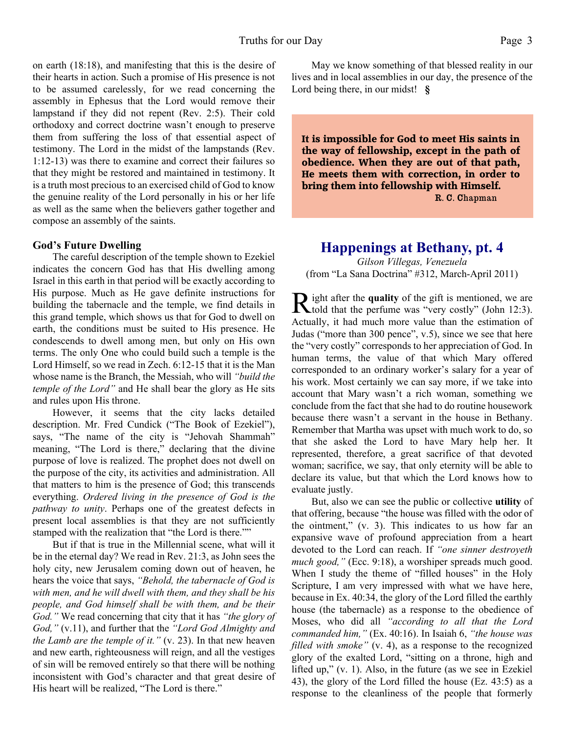on earth (18:18), and manifesting that this is the desire of their hearts in action. Such a promise of His presence is not to be assumed carelessly, for we read concerning the assembly in Ephesus that the Lord would remove their lampstand if they did not repent (Rev. 2:5). Their cold orthodoxy and correct doctrine wasn't enough to preserve them from suffering the loss of that essential aspect of testimony. The Lord in the midst of the lampstands (Rev. 1:12-13) was there to examine and correct their failures so that they might be restored and maintained in testimony. It is a truth most precious to an exercised child of God to know the genuine reality of the Lord personally in his or her life as well as the same when the believers gather together and compose an assembly of the saints.

**God's Future Dwelling**

The careful description of the temple shown to Ezekiel indicates the concern God has that His dwelling among Israel in this earth in that period will be exactly according to His purpose. Much as He gave definite instructions for building the tabernacle and the temple, we find details in this grand temple, which shows us that for God to dwell on earth, the conditions must be suited to His presence. He condescends to dwell among men, but only on His own terms. The only One who could build such a temple is the Lord Himself, so we read in Zech. 6:12-15 that it is the Man whose name is the Branch, the Messiah, who will *"build the temple of the Lord"* and He shall bear the glory as He sits and rules upon His throne.

However, it seems that the city lacks detailed description. Mr. Fred Cundick ("The Book of Ezekiel"), says, "The name of the city is "Jehovah Shammah" meaning, "The Lord is there," declaring that the divine purpose of love is realized. The prophet does not dwell on the purpose of the city, its activities and administration. All that matters to him is the presence of God; this transcends everything. *Ordered living in the presence of God is the pathway to unity*. Perhaps one of the greatest defects in present local assemblies is that they are not sufficiently stamped with the realization that "the Lord is there.""

But if that is true in the Millennial scene, what will it be in the eternal day? We read in Rev. 21:3, as John sees the holy city, new Jerusalem coming down out of heaven, he hears the voice that says, *"Behold, the tabernacle of God is with men, and he will dwell with them, and they shall be his people, and God himself shall be with them, and be their God."* We read concerning that city that it has *"the glory of God,"* (v.11), and further that the *"Lord God Almighty and the Lamb are the temple of it."* (v. 23). In that new heaven and new earth, righteousness will reign, and all the vestiges of sin will be removed entirely so that there will be nothing inconsistent with God's character and that great desire of His heart will be realized, "The Lord is there."

May we know something of that blessed reality in our lives and in local assemblies in our day, the presence of the Lord being there, in our midst! §

**It is impossible for God to meet His saints in the way of fellowship, except in the path of obedience. When they are out of that path, He meets them with correction, in order to bring them into fellowship with Himself.**
R. C. Chapman

## Happenings at Bethany, pt. 4

*Gilson Villegas, Venezuela*
(from "La Sana Doctrina" #312, March-April 2011)

Right after the **quality** of the gift is mentioned, we are told that the perfume was "very costly" (John 12:3). Actually, it had much more value than the estimation of Judas ("more than 300 pence", v.5), since we see that here the "very costly" corresponds to her appreciation of God. In human terms, the value of that which Mary offered corresponded to an ordinary worker's salary for a year of his work. Most certainly we can say more, if we take into account that Mary wasn't a rich woman, something we conclude from the fact that she had to do routine housework because there wasn't a servant in the house in Bethany. Remember that Martha was upset with much work to do, so that she asked the Lord to have Mary help her. It represented, therefore, a great sacrifice of that devoted woman; sacrifice, we say, that only eternity will be able to declare its value, but that which the Lord knows how to evaluate justly.

But, also we can see the public or collective **utility** of that offering, because "the house was filled with the odor of the ointment," (v. 3). This indicates to us how far an expansive wave of profound appreciation from a heart devoted to the Lord can reach. If *"one sinner destroyeth much good,"* (Ecc. 9:18), a worshiper spreads much good. When I study the theme of "filled houses" in the Holy Scripture, I am very impressed with what we have here, because in Ex. 40:34, the glory of the Lord filled the earthly house (the tabernacle) as a response to the obedience of Moses, who did all *"according to all that the Lord commanded him,"* (Ex. 40:16). In Isaiah 6, *"the house was filled with smoke"* (v. 4), as a response to the recognized glory of the exalted Lord, "sitting on a throne, high and lifted up," (v. 1). Also, in the future (as we see in Ezekiel 43), the glory of the Lord filled the house (Ez. 43:5) as a response to the cleanliness of the people that formerly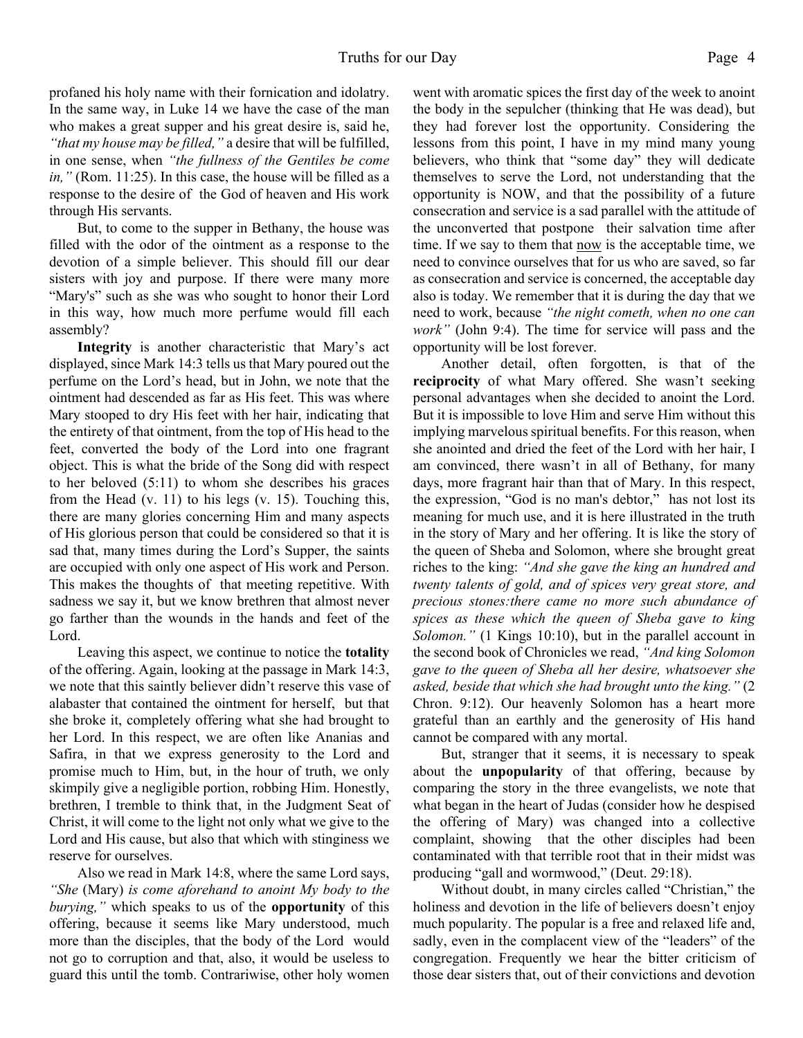profaned his holy name with their fornication and idolatry. In the same way, in Luke 14 we have the case of the man who makes a great supper and his great desire is, said he, *"that my house may be filled,"* a desire that will be fulfilled, in one sense, when *"the fullness of the Gentiles be come in,"* (Rom. 11:25). In this case, the house will be filled as a response to the desire of the God of heaven and His work through His servants.

But, to come to the supper in Bethany, the house was filled with the odor of the ointment as a response to the devotion of a simple believer. This should fill our dear sisters with joy and purpose. If there were many more "Mary's" such as she was who sought to honor their Lord in this way, how much more perfume would fill each assembly?

**Integrity** is another characteristic that Mary's act displayed, since Mark 14:3 tells us that Mary poured out the perfume on the Lord's head, but in John, we note that the ointment had descended as far as His feet. This was where Mary stooped to dry His feet with her hair, indicating that the entirety of that ointment, from the top of His head to the feet, converted the body of the Lord into one fragrant object. This is what the bride of the Song did with respect to her beloved (5:11) to whom she describes his graces from the Head (v. 11) to his legs (v. 15). Touching this, there are many glories concerning Him and many aspects of His glorious person that could be considered so that it is sad that, many times during the Lord's Supper, the saints are occupied with only one aspect of His work and Person. This makes the thoughts of that meeting repetitive. With sadness we say it, but we know brethren that almost never go farther than the wounds in the hands and feet of the Lord.

Leaving this aspect, we continue to notice the **totality** of the offering. Again, looking at the passage in Mark 14:3, we note that this saintly believer didn't reserve this vase of alabaster that contained the ointment for herself, but that she broke it, completely offering what she had brought to her Lord. In this respect, we are often like Ananias and Safira, in that we express generosity to the Lord and promise much to Him, but, in the hour of truth, we only skimpily give a negligible portion, robbing Him. Honestly, brethren, I tremble to think that, in the Judgment Seat of Christ, it will come to the light not only what we give to the Lord and His cause, but also that which with stinginess we reserve for ourselves.

Also we read in Mark 14:8, where the same Lord says, *"She* (Mary) *is come aforehand to anoint My body to the burying,"* which speaks to us of the **opportunity** of this offering, because it seems like Mary understood, much more than the disciples, that the body of the Lord would not go to corruption and that, also, it would be useless to guard this until the tomb. Contrariwise, other holy women went with aromatic spices the first day of the week to anoint the body in the sepulcher (thinking that He was dead), but they had forever lost the opportunity. Considering the lessons from this point, I have in my mind many young believers, who think that "some day" they will dedicate themselves to serve the Lord, not understanding that the opportunity is NOW, and that the possibility of a future consecration and service is a sad parallel with the attitude of the unconverted that postpone their salvation time after time. If we say to them that <u>now</u> is the acceptable time, we need to convince ourselves that for us who are saved, so far as consecration and service is concerned, the acceptable day also is today. We remember that it is during the day that we need to work, because *"the night cometh, when no one can work"* (John 9:4). The time for service will pass and the opportunity will be lost forever.

Another detail, often forgotten, is that of the **reciprocity** of what Mary offered. She wasn't seeking personal advantages when she decided to anoint the Lord. But it is impossible to love Him and serve Him without this implying marvelous spiritual benefits. For this reason, when she anointed and dried the feet of the Lord with her hair, I am convinced, there wasn't in all of Bethany, for many days, more fragrant hair than that of Mary. In this respect, the expression, "God is no man's debtor," has not lost its meaning for much use, and it is here illustrated in the truth in the story of Mary and her offering. It is like the story of the queen of Sheba and Solomon, where she brought great riches to the king: *"And she gave the king an hundred and twenty talents of gold, and of spices very great store, and precious stones:there came no more such abundance of spices as these which the queen of Sheba gave to king Solomon."* (1 Kings 10:10), but in the parallel account in the second book of Chronicles we read, *"And king Solomon gave to the queen of Sheba all her desire, whatsoever she asked, beside that which she had brought unto the king."* (2 Chron. 9:12). Our heavenly Solomon has a heart more grateful than an earthly and the generosity of His hand cannot be compared with any mortal.

But, stranger that it seems, it is necessary to speak about the **unpopularity** of that offering, because by comparing the story in the three evangelists, we note that what began in the heart of Judas (consider how he despised the offering of Mary) was changed into a collective complaint, showing that the other disciples had been contaminated with that terrible root that in their midst was producing "gall and wormwood," (Deut. 29:18).

Without doubt, in many circles called "Christian," the holiness and devotion in the life of believers doesn't enjoy much popularity. The popular is a free and relaxed life and, sadly, even in the complacent view of the "leaders" of the congregation. Frequently we hear the bitter criticism of those dear sisters that, out of their convictions and devotion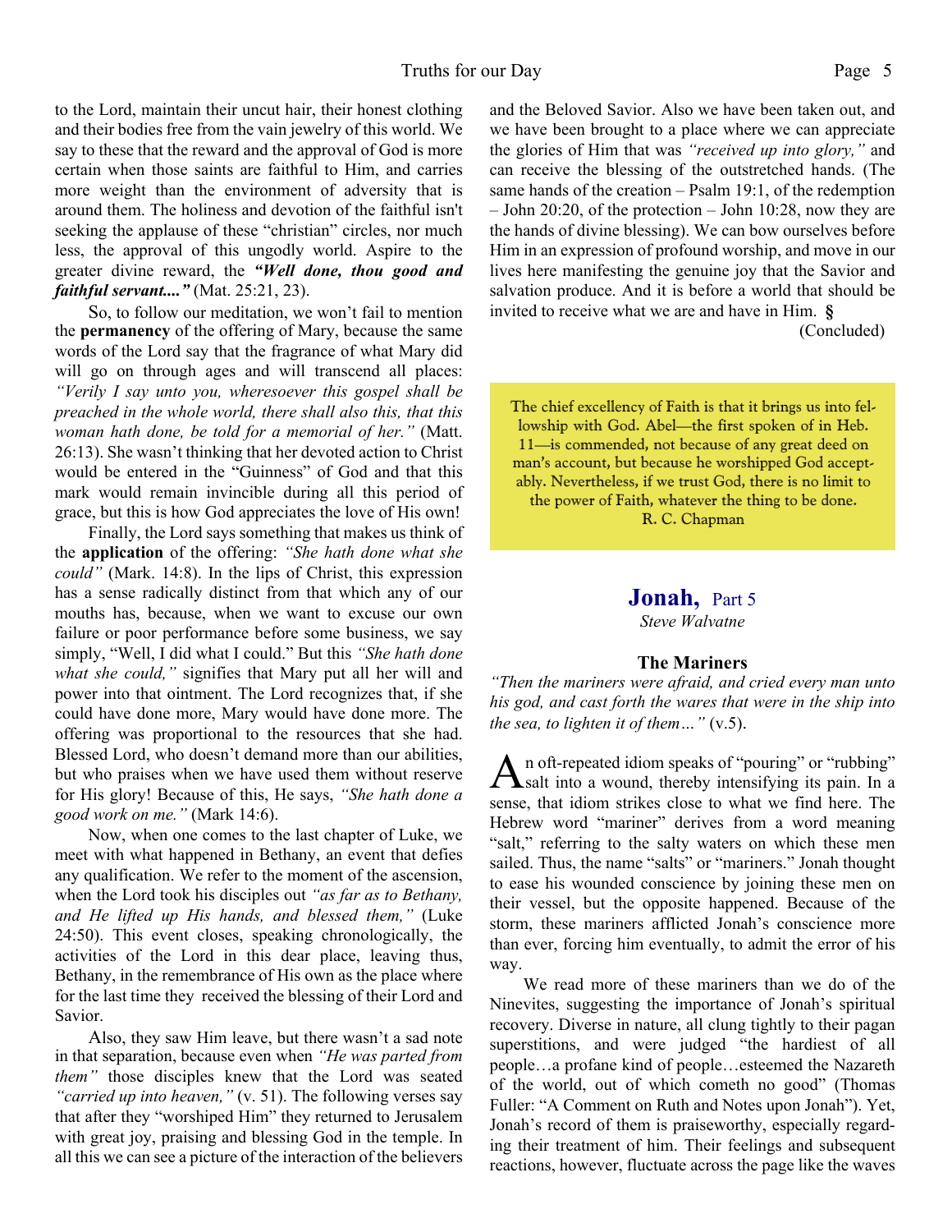to the Lord, maintain their uncut hair, their honest clothing and their bodies free from the vain jewelry of this world. We say to these that the reward and the approval of God is more certain when those saints are faithful to Him, and carries more weight than the environment of adversity that is around them. The holiness and devotion of the faithful isn't seeking the applause of these "christian" circles, nor much less, the approval of this ungodly world. Aspire to the greater divine reward, the ***"Well done, thou good and faithful servant...."*** (Mat. 25:21, 23).

So, to follow our meditation, we won't fail to mention the **permanency** of the offering of Mary, because the same words of the Lord say that the fragrance of what Mary did will go on through ages and will transcend all places: *"Verily I say unto you, wheresoever this gospel shall be preached in the whole world, there shall also this, that this woman hath done, be told for a memorial of her."* (Matt. 26:13). She wasn't thinking that her devoted action to Christ would be entered in the "Guinness" of God and that this mark would remain invincible during all this period of grace, but this is how God appreciates the love of His own!

Finally, the Lord says something that makes us think of the **application** of the offering: *"She hath done what she could"* (Mark. 14:8). In the lips of Christ, this expression has a sense radically distinct from that which any of our mouths has, because, when we want to excuse our own failure or poor performance before some business, we say simply, "Well, I did what I could." But this *"She hath done what she could,"* signifies that Mary put all her will and power into that ointment. The Lord recognizes that, if she could have done more, Mary would have done more. The offering was proportional to the resources that she had. Blessed Lord, who doesn't demand more than our abilities, but who praises when we have used them without reserve for His glory! Because of this, He says, *"She hath done a good work on me."* (Mark 14:6).

Now, when one comes to the last chapter of Luke, we meet with what happened in Bethany, an event that defies any qualification. We refer to the moment of the ascension, when the Lord took his disciples out *"as far as to Bethany, and He lifted up His hands, and blessed them,"* (Luke 24:50). This event closes, speaking chronologically, the activities of the Lord in this dear place, leaving thus, Bethany, in the remembrance of His own as the place where for the last time they received the blessing of their Lord and Savior.

Also, they saw Him leave, but there wasn't a sad note in that separation, because even when *"He was parted from them"* those disciples knew that the Lord was seated *"carried up into heaven,"* (v. 51). The following verses say that after they "worshiped Him" they returned to Jerusalem with great joy, praising and blessing God in the temple. In all this we can see a picture of the interaction of the believers and the Beloved Savior. Also we have been taken out, and we have been brought to a place where we can appreciate the glories of Him that was *"received up into glory,"* and can receive the blessing of the outstretched hands. (The same hands of the creation – Psalm 19:1, of the redemption – John 20:20, of the protection – John 10:28, now they are the hands of divine blessing). We can bow ourselves before Him in an expression of profound worship, and move in our lives here manifesting the genuine joy that the Savior and salvation produce. And it is before a world that should be invited to receive what we are and have in Him. **§**

(Concluded)

> The chief excellency of Faith is that it brings us into fellowship with God. Abel—the first spoken of in Heb. 11—is commended, not because of any great deed on man's account, but because he worshipped God acceptably. Nevertheless, if we trust God, there is no limit to the power of Faith, whatever the thing to be done.
> R. C. Chapman

## Jonah, Part 5

*Steve Walvatne*

### The Mariners

*"Then the mariners were afraid, and cried every man unto his god, and cast forth the wares that were in the ship into the sea, to lighten it of them…"* (v.5).

An oft-repeated idiom speaks of "pouring" or "rubbing" salt into a wound, thereby intensifying its pain. In a sense, that idiom strikes close to what we find here. The Hebrew word "mariner" derives from a word meaning "salt," referring to the salty waters on which these men sailed. Thus, the name "salts" or "mariners." Jonah thought to ease his wounded conscience by joining these men on their vessel, but the opposite happened. Because of the storm, these mariners afflicted Jonah's conscience more than ever, forcing him eventually, to admit the error of his way.

We read more of these mariners than we do of the Ninevites, suggesting the importance of Jonah's spiritual recovery. Diverse in nature, all clung tightly to their pagan superstitions, and were judged "the hardiest of all people…a profane kind of people…esteemed the Nazareth of the world, out of which cometh no good" (Thomas Fuller: "A Comment on Ruth and Notes upon Jonah"). Yet, Jonah's record of them is praiseworthy, especially regarding their treatment of him. Their feelings and subsequent reactions, however, fluctuate across the page like the waves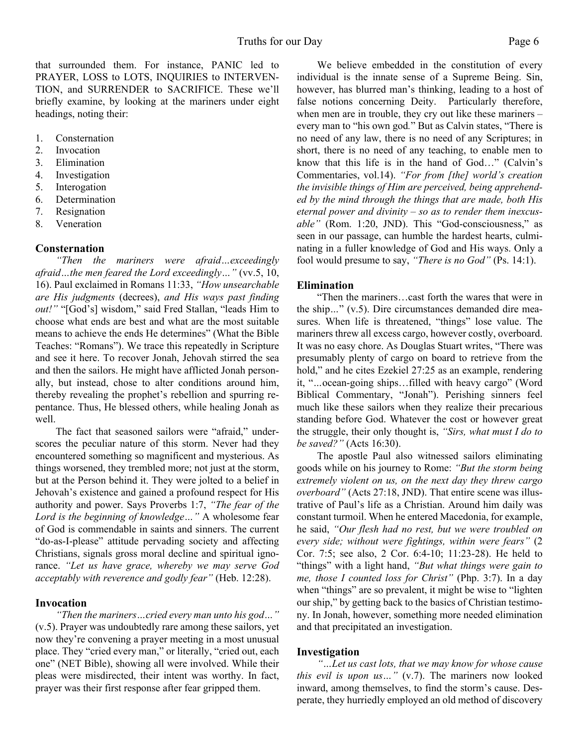that surrounded them. For instance, PANIC led to PRAYER, LOSS to LOTS, INQUIRIES to INTERVENTION, and SURRENDER to SACRIFICE. These we'll briefly examine, by looking at the mariners under eight headings, noting their:

1. Consternation
2. Invocation
3. Elimination
4. Investigation
5. Interogation
6. Determination
7. Resignation
8. Veneration

### Consternation

*"Then the mariners were afraid…exceedingly afraid…the men feared the Lord exceedingly…"* (vv.5, 10, 16). Paul exclaimed in Romans 11:33, *"How unsearchable are His judgments* (decrees), *and His ways past finding out!"* "[God's] wisdom," said Fred Stallan, "leads Him to choose what ends are best and what are the most suitable means to achieve the ends He determines" (What the Bible Teaches: "Romans"). We trace this repeatedly in Scripture and see it here. To recover Jonah, Jehovah stirred the sea and then the sailors. He might have afflicted Jonah personally, but instead, chose to alter conditions around him, thereby revealing the prophet's rebellion and spurring repentance. Thus, He blessed others, while healing Jonah as well.

The fact that seasoned sailors were "afraid," underscores the peculiar nature of this storm. Never had they encountered something so magnificent and mysterious. As things worsened, they trembled more; not just at the storm, but at the Person behind it. They were jolted to a belief in Jehovah's existence and gained a profound respect for His authority and power. Says Proverbs 1:7, *"The fear of the Lord is the beginning of knowledge…"* A wholesome fear of God is commendable in saints and sinners. The current "do-as-I-please" attitude pervading society and affecting Christians, signals gross moral decline and spiritual ignorance. *"Let us have grace, whereby we may serve God acceptably with reverence and godly fear"* (Heb. 12:28).

### Invocation

*"Then the mariners…cried every man unto his god…"* (v.5). Prayer was undoubtedly rare among these sailors, yet now they're convening a prayer meeting in a most unusual place. They "cried every man," or literally, "cried out, each one" (NET Bible), showing all were involved. While their pleas were misdirected, their intent was worthy. In fact, prayer was their first response after fear gripped them.

We believe embedded in the constitution of every individual is the innate sense of a Supreme Being. Sin, however, has blurred man's thinking, leading to a host of false notions concerning Deity. Particularly therefore, when men are in trouble, they cry out like these mariners – every man to "his own god." But as Calvin states, "There is no need of any law, there is no need of any Scriptures; in short, there is no need of any teaching, to enable men to know that this life is in the hand of God…" (Calvin's Commentaries, vol.14). *"For from [the] world's creation the invisible things of Him are perceived, being apprehended by the mind through the things that are made, both His eternal power and divinity – so as to render them inexcusable"* (Rom. 1:20, JND). This "God-consciousness," as seen in our passage, can humble the hardest hearts, culminating in a fuller knowledge of God and His ways. Only a fool would presume to say, *"There is no God"* (Ps. 14:1).

### Elimination

"Then the mariners…cast forth the wares that were in the ship..." (v.5). Dire circumstances demanded dire measures. When life is threatened, "things" lose value. The mariners threw all excess cargo, however costly, overboard. It was no easy chore. As Douglas Stuart writes, "There was presumably plenty of cargo on board to retrieve from the hold," and he cites Ezekiel 27:25 as an example, rendering it, "…ocean-going ships…filled with heavy cargo" (Word Biblical Commentary, "Jonah"). Perishing sinners feel much like these sailors when they realize their precarious standing before God. Whatever the cost or however great the struggle, their only thought is, *"Sirs, what must I do to be saved?"* (Acts 16:30).

The apostle Paul also witnessed sailors eliminating goods while on his journey to Rome: *"But the storm being extremely violent on us, on the next day they threw cargo overboard"* (Acts 27:18, JND). That entire scene was illustrative of Paul's life as a Christian. Around him daily was constant turmoil. When he entered Macedonia, for example, he said, *"Our flesh had no rest, but we were troubled on every side; without were fightings, within were fears"* (2 Cor. 7:5; see also, 2 Cor. 6:4-10; 11:23-28). He held to "things" with a light hand, *"But what things were gain to me, those I counted loss for Christ"* (Php. 3:7). In a day when "things" are so prevalent, it might be wise to "lighten our ship," by getting back to the basics of Christian testimony. In Jonah, however, something more needed elimination and that precipitated an investigation.

### Investigation

*"…Let us cast lots, that we may know for whose cause this evil is upon us…"* (v.7). The mariners now looked inward, among themselves, to find the storm's cause. Desperate, they hurriedly employed an old method of discovery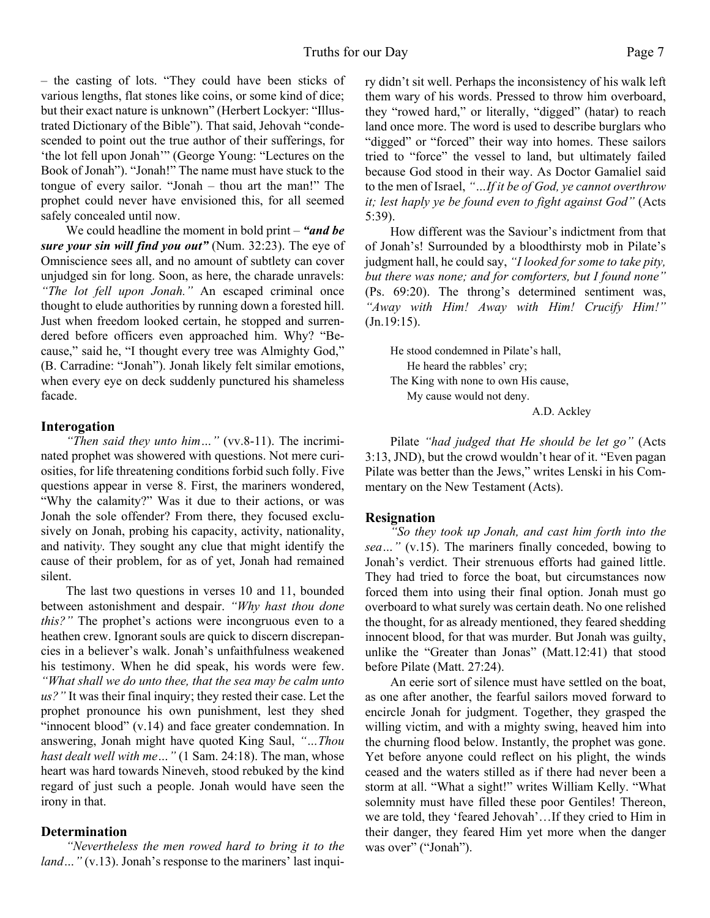– the casting of lots. "They could have been sticks of various lengths, flat stones like coins, or some kind of dice; but their exact nature is unknown" (Herbert Lockyer: "Illustrated Dictionary of the Bible"). That said, Jehovah "condescended to point out the true author of their sufferings, for 'the lot fell upon Jonah'" (George Young: "Lectures on the Book of Jonah"). "Jonah!" The name must have stuck to the tongue of every sailor. "Jonah – thou art the man!" The prophet could never have envisioned this, for all seemed safely concealed until now.

We could headline the moment in bold print – ***"and be sure your sin will find you out"*** (Num. 32:23). The eye of Omniscience sees all, and no amount of subtlety can cover unjudged sin for long. Soon, as here, the charade unravels: *"The lot fell upon Jonah."* An escaped criminal once thought to elude authorities by running down a forested hill. Just when freedom looked certain, he stopped and surrendered before officers even approached him. Why? "Because," said he, "I thought every tree was Almighty God," (B. Carradine: "Jonah"). Jonah likely felt similar emotions, when every eye on deck suddenly punctured his shameless facade.

### Interogation

*"Then said they unto him…"* (vv.8-11). The incriminated prophet was showered with questions. Not mere curiosities, for life threatening conditions forbid such folly. Five questions appear in verse 8. First, the mariners wondered, "Why the calamity?" Was it due to their actions, or was Jonah the sole offender? From there, they focused exclusively on Jonah, probing his capacity, activity, nationality, and nativity. They sought any clue that might identify the cause of their problem, for as of yet, Jonah had remained silent.

The last two questions in verses 10 and 11, bounded between astonishment and despair. *"Why hast thou done this?"* The prophet's actions were incongruous even to a heathen crew. Ignorant souls are quick to discern discrepancies in a believer's walk. Jonah's unfaithfulness weakened his testimony. When he did speak, his words were few. *"What shall we do unto thee, that the sea may be calm unto us?"* It was their final inquiry; they rested their case. Let the prophet pronounce his own punishment, lest they shed "innocent blood" (v.14) and face greater condemnation. In answering, Jonah might have quoted King Saul, *"…Thou hast dealt well with me…"* (1 Sam. 24:18). The man, whose heart was hard towards Nineveh, stood rebuked by the kind regard of just such a people. Jonah would have seen the irony in that.

### Determination

*"Nevertheless the men rowed hard to bring it to the land…"* (v.13). Jonah's response to the mariners' last inquiry didn't sit well. Perhaps the inconsistency of his walk left them wary of his words. Pressed to throw him overboard, they "rowed hard," or literally, "digged" (hatar) to reach land once more. The word is used to describe burglars who "digged" or "forced" their way into homes. These sailors tried to "force" the vessel to land, but ultimately failed because God stood in their way. As Doctor Gamaliel said to the men of Israel, *"…If it be of God, ye cannot overthrow it; lest haply ye be found even to fight against God"* (Acts 5:39).

How different was the Saviour's indictment from that of Jonah's! Surrounded by a bloodthirsty mob in Pilate's judgment hall, he could say, *"I looked for some to take pity, but there was none; and for comforters, but I found none"* (Ps. 69:20). The throng's determined sentiment was, *"Away with Him! Away with Him! Crucify Him!"* (Jn.19:15).

> He stood condemned in Pilate's hall,
> He heard the rabbles' cry;
> The King with none to own His cause,
> My cause would not deny.
>
> A.D. Ackley

Pilate *"had judged that He should be let go"* (Acts 3:13, JND), but the crowd wouldn't hear of it. "Even pagan Pilate was better than the Jews," writes Lenski in his Commentary on the New Testament (Acts).

### Resignation

*"So they took up Jonah, and cast him forth into the sea…"* (v.15). The mariners finally conceded, bowing to Jonah's verdict. Their strenuous efforts had gained little. They had tried to force the boat, but circumstances now forced them into using their final option. Jonah must go overboard to what surely was certain death. No one relished the thought, for as already mentioned, they feared shedding innocent blood, for that was murder. But Jonah was guilty, unlike the "Greater than Jonas" (Matt.12:41) that stood before Pilate (Matt. 27:24).

An eerie sort of silence must have settled on the boat, as one after another, the fearful sailors moved forward to encircle Jonah for judgment. Together, they grasped the willing victim, and with a mighty swing, heaved him into the churning flood below. Instantly, the prophet was gone. Yet before anyone could reflect on his plight, the winds ceased and the waters stilled as if there had never been a storm at all. "What a sight!" writes William Kelly. "What solemnity must have filled these poor Gentiles! Thereon, we are told, they 'feared Jehovah'…If they cried to Him in their danger, they feared Him yet more when the danger was over" ("Jonah").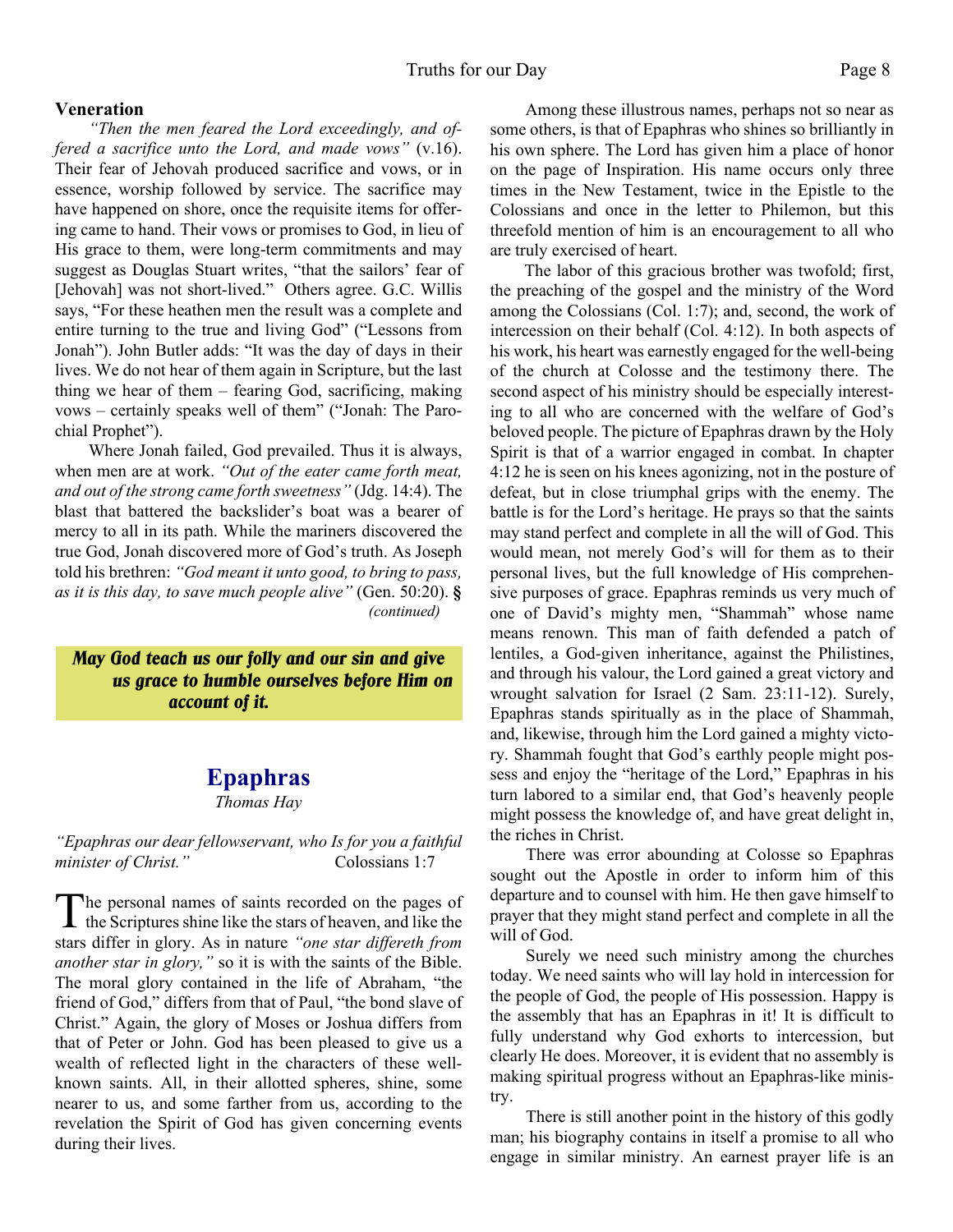**Veneration**

*"Then the men feared the Lord exceedingly, and offered a sacrifice unto the Lord, and made vows"* (v.16). Their fear of Jehovah produced sacrifice and vows, or in essence, worship followed by service. The sacrifice may have happened on shore, once the requisite items for offering came to hand. Their vows or promises to God, in lieu of His grace to them, were long-term commitments and may suggest as Douglas Stuart writes, "that the sailors' fear of [Jehovah] was not short-lived." Others agree. G.C. Willis says, "For these heathen men the result was a complete and entire turning to the true and living God" ("Lessons from Jonah"). John Butler adds: "It was the day of days in their lives. We do not hear of them again in Scripture, but the last thing we hear of them – fearing God, sacrificing, making vows – certainly speaks well of them" ("Jonah: The Parochial Prophet").

Where Jonah failed, God prevailed. Thus it is always, when men are at work. *"Out of the eater came forth meat, and out of the strong came forth sweetness"* (Jdg. 14:4). The blast that battered the backslider's boat was a bearer of mercy to all in its path. While the mariners discovered the true God, Jonah discovered more of God's truth. As Joseph told his brethren: *"God meant it unto good, to bring to pass, as it is this day, to save much people alive"* (Gen. 50:20). **§**

*(continued)*

***May God teach us our folly and our sin and give us grace to humble ourselves before Him on account of it.***

## Epaphras

*Thomas Hay*

*"Epaphras our dear fellowservant, who Is for you a faithful minister of Christ."* Colossians 1:7

The personal names of saints recorded on the pages of the Scriptures shine like the stars of heaven, and like the stars differ in glory. As in nature *"one star differeth from another star in glory,"* so it is with the saints of the Bible. The moral glory contained in the life of Abraham, "the friend of God," differs from that of Paul, "the bond slave of Christ." Again, the glory of Moses or Joshua differs from that of Peter or John. God has been pleased to give us a wealth of reflected light in the characters of these well-known saints. All, in their allotted spheres, shine, some nearer to us, and some farther from us, according to the revelation the Spirit of God has given concerning events during their lives.

Among these illustrous names, perhaps not so near as some others, is that of Epaphras who shines so brilliantly in his own sphere. The Lord has given him a place of honor on the page of Inspiration. His name occurs only three times in the New Testament, twice in the Epistle to the Colossians and once in the letter to Philemon, but this threefold mention of him is an encouragement to all who are truly exercised of heart.

The labor of this gracious brother was twofold; first, the preaching of the gospel and the ministry of the Word among the Colossians (Col. 1:7); and, second, the work of intercession on their behalf (Col. 4:12). In both aspects of his work, his heart was earnestly engaged for the well-being of the church at Colosse and the testimony there. The second aspect of his ministry should be especially interesting to all who are concerned with the welfare of God's beloved people. The picture of Epaphras drawn by the Holy Spirit is that of a warrior engaged in combat. In chapter 4:12 he is seen on his knees agonizing, not in the posture of defeat, but in close triumphal grips with the enemy. The battle is for the Lord's heritage. He prays so that the saints may stand perfect and complete in all the will of God. This would mean, not merely God's will for them as to their personal lives, but the full knowledge of His comprehensive purposes of grace. Epaphras reminds us very much of one of David's mighty men, "Shammah" whose name means renown. This man of faith defended a patch of lentiles, a God-given inheritance, against the Philistines, and through his valour, the Lord gained a great victory and wrought salvation for Israel (2 Sam. 23:11-12). Surely, Epaphras stands spiritually as in the place of Shammah, and, likewise, through him the Lord gained a mighty victory. Shammah fought that God's earthly people might possess and enjoy the "heritage of the Lord," Epaphras in his turn labored to a similar end, that God's heavenly people might possess the knowledge of, and have great delight in, the riches in Christ.

There was error abounding at Colosse so Epaphras sought out the Apostle in order to inform him of this departure and to counsel with him. He then gave himself to prayer that they might stand perfect and complete in all the will of God.

Surely we need such ministry among the churches today. We need saints who will lay hold in intercession for the people of God, the people of His possession. Happy is the assembly that has an Epaphras in it! It is difficult to fully understand why God exhorts to intercession, but clearly He does. Moreover, it is evident that no assembly is making spiritual progress without an Epaphras-like ministry.

There is still another point in the history of this godly man; his biography contains in itself a promise to all who engage in similar ministry. An earnest prayer life is an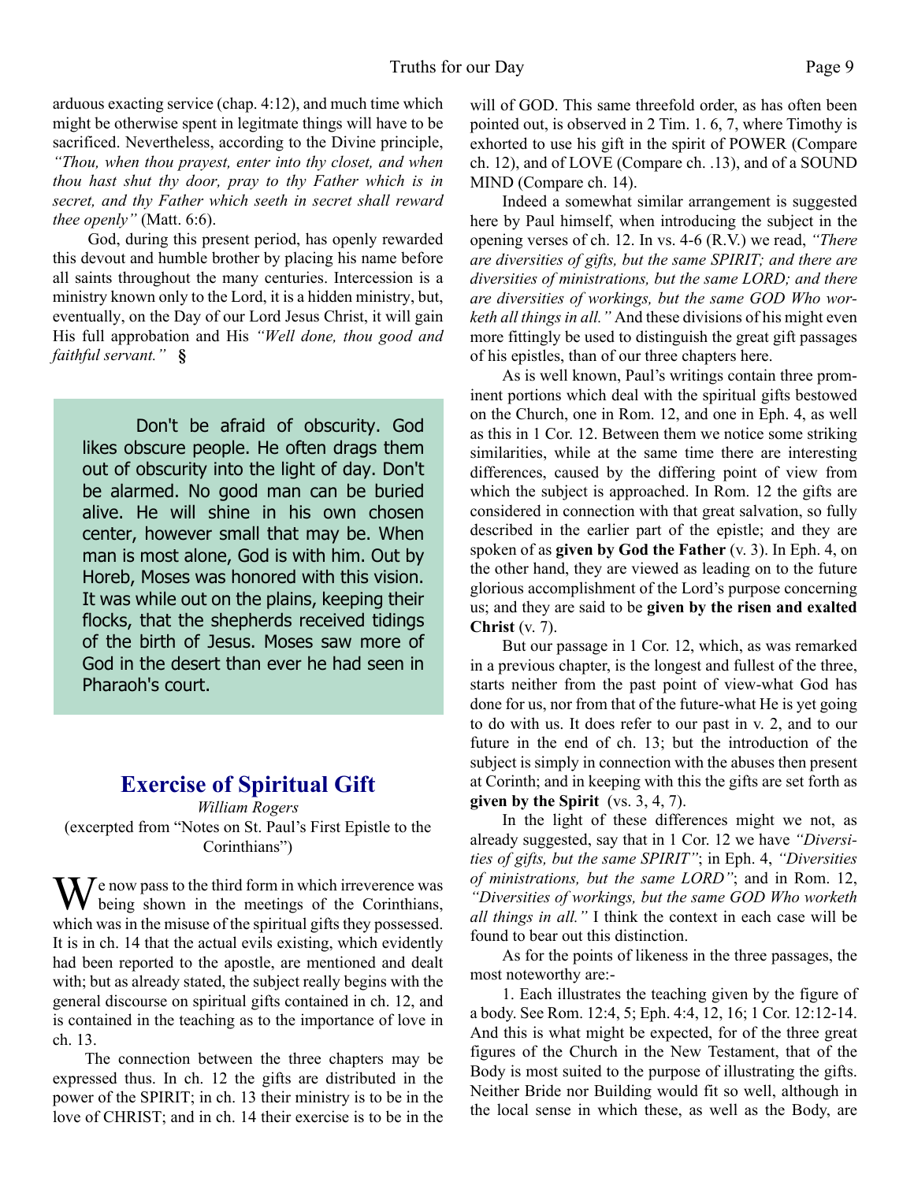arduous exacting service (chap. 4:12), and much time which might be otherwise spent in legitmate things will have to be sacrificed. Nevertheless, according to the Divine principle, *"Thou, when thou prayest, enter into thy closet, and when thou hast shut thy door, pray to thy Father which is in secret, and thy Father which seeth in secret shall reward thee openly"* (Matt. 6:6).

God, during this present period, has openly rewarded this devout and humble brother by placing his name before all saints throughout the many centuries. Intercession is a ministry known only to the Lord, it is a hidden ministry, but, eventually, on the Day of our Lord Jesus Christ, it will gain His full approbation and His *"Well done, thou good and faithful servant."* **§**

> Don't be afraid of obscurity. God likes obscure people. He often drags them out of obscurity into the light of day. Don't be alarmed. No good man can be buried alive. He will shine in his own chosen center, however small that may be. When man is most alone, God is with him. Out by Horeb, Moses was honored with this vision. It was while out on the plains, keeping their flocks, that the shepherds received tidings of the birth of Jesus. Moses saw more of God in the desert than ever he had seen in Pharaoh's court.

## Exercise of Spiritual Gift

*William Rogers*

(excerpted from "Notes on St. Paul's First Epistle to the Corinthians")

We now pass to the third form in which irreverence was being shown in the meetings of the Corinthians, which was in the misuse of the spiritual gifts they possessed. It is in ch. 14 that the actual evils existing, which evidently had been reported to the apostle, are mentioned and dealt with; but as already stated, the subject really begins with the general discourse on spiritual gifts contained in ch. 12, and is contained in the teaching as to the importance of love in ch. 13.

The connection between the three chapters may be expressed thus. In ch. 12 the gifts are distributed in the power of the SPIRIT; in ch. 13 their ministry is to be in the love of CHRIST; and in ch. 14 their exercise is to be in the will of GOD. This same threefold order, as has often been pointed out, is observed in 2 Tim. 1. 6, 7, where Timothy is exhorted to use his gift in the spirit of POWER (Compare ch. 12), and of LOVE (Compare ch. .13), and of a SOUND MIND (Compare ch. 14).

Indeed a somewhat similar arrangement is suggested here by Paul himself, when introducing the subject in the opening verses of ch. 12. In vs. 4-6 (R.V.) we read, *"There are diversities of gifts, but the same SPIRIT; and there are diversities of ministrations, but the same LORD; and there are diversities of workings, but the same GOD Who worketh all things in all."* And these divisions of his might even more fittingly be used to distinguish the great gift passages of his epistles, than of our three chapters here.

As is well known, Paul's writings contain three prominent portions which deal with the spiritual gifts bestowed on the Church, one in Rom. 12, and one in Eph. 4, as well as this in 1 Cor. 12. Between them we notice some striking similarities, while at the same time there are interesting differences, caused by the differing point of view from which the subject is approached. In Rom. 12 the gifts are considered in connection with that great salvation, so fully described in the earlier part of the epistle; and they are spoken of as **given by God the Father** (v. 3). In Eph. 4, on the other hand, they are viewed as leading on to the future glorious accomplishment of the Lord's purpose concerning us; and they are said to be **given by the risen and exalted Christ** (v. 7).

But our passage in 1 Cor. 12, which, as was remarked in a previous chapter, is the longest and fullest of the three, starts neither from the past point of view-what God has done for us, nor from that of the future-what He is yet going to do with us. It does refer to our past in v. 2, and to our future in the end of ch. 13; but the introduction of the subject is simply in connection with the abuses then present at Corinth; and in keeping with this the gifts are set forth as **given by the Spirit** (vs. 3, 4, 7).

In the light of these differences might we not, as already suggested, say that in 1 Cor. 12 we have *"Diversities of gifts, but the same SPIRIT"*; in Eph. 4, *"Diversities of ministrations, but the same LORD"*; and in Rom. 12, *"Diversities of workings, but the same GOD Who worketh all things in all."* I think the context in each case will be found to bear out this distinction.

As for the points of likeness in the three passages, the most noteworthy are:-

1. Each illustrates the teaching given by the figure of a body. See Rom. 12:4, 5; Eph. 4:4, 12, 16; 1 Cor. 12:12-14. And this is what might be expected, for of the three great figures of the Church in the New Testament, that of the Body is most suited to the purpose of illustrating the gifts. Neither Bride nor Building would fit so well, although in the local sense in which these, as well as the Body, are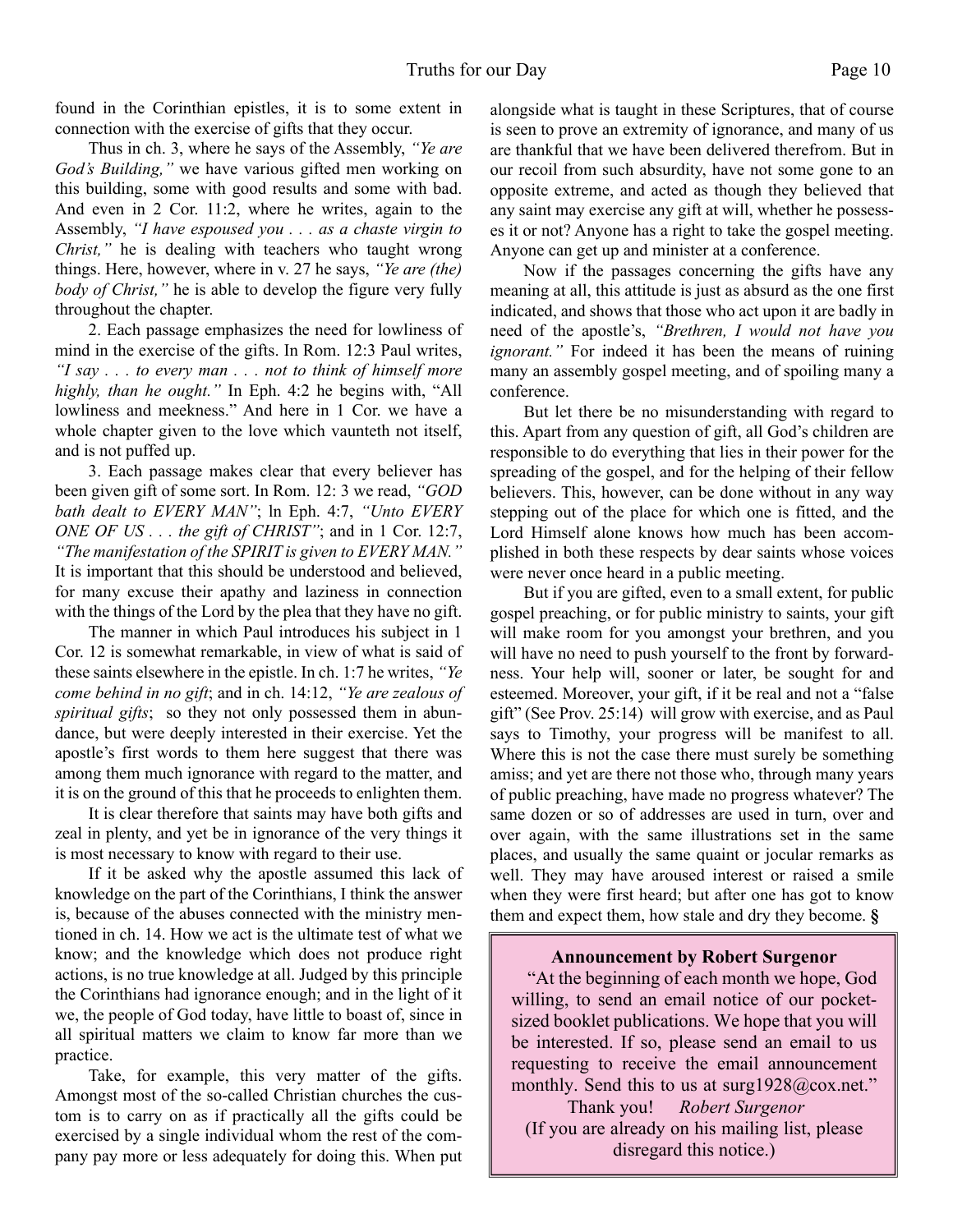found in the Corinthian epistles, it is to some extent in connection with the exercise of gifts that they occur.

Thus in ch. 3, where he says of the Assembly, *"Ye are God's Building,"* we have various gifted men working on this building, some with good results and some with bad. And even in 2 Cor. 11:2, where he writes, again to the Assembly, *"I have espoused you . . . as a chaste virgin to Christ,"* he is dealing with teachers who taught wrong things. Here, however, where in v. 27 he says, *"Ye are (the) body of Christ,"* he is able to develop the figure very fully throughout the chapter.

2. Each passage emphasizes the need for lowliness of mind in the exercise of the gifts. In Rom. 12:3 Paul writes, *"I say . . . to every man . . . not to think of himself more highly, than he ought."* In Eph. 4:2 he begins with, "All lowliness and meekness." And here in 1 Cor. we have a whole chapter given to the love which vaunteth not itself, and is not puffed up.

3. Each passage makes clear that every believer has been given gift of some sort. In Rom. 12: 3 we read, *"GOD hath dealt to EVERY MAN"*; ln Eph. 4:7, *"Unto EVERY ONE OF US . . . the gift of CHRIST"*; and in 1 Cor. 12:7, *"The manifestation of the SPIRIT is given to EVERY MAN."* It is important that this should be understood and believed, for many excuse their apathy and laziness in connection with the things of the Lord by the plea that they have no gift.

The manner in which Paul introduces his subject in 1 Cor. 12 is somewhat remarkable, in view of what is said of these saints elsewhere in the epistle. In ch. 1:7 he writes, *"Ye come behind in no gift*; and in ch. 14:12, *"Ye are zealous of spiritual gifts*; so they not only possessed them in abundance, but were deeply interested in their exercise. Yet the apostle's first words to them here suggest that there was among them much ignorance with regard to the matter, and it is on the ground of this that he proceeds to enlighten them.

It is clear therefore that saints may have both gifts and zeal in plenty, and yet be in ignorance of the very things it is most necessary to know with regard to their use.

If it be asked why the apostle assumed this lack of knowledge on the part of the Corinthians, I think the answer is, because of the abuses connected with the ministry mentioned in ch. 14. How we act is the ultimate test of what we know; and the knowledge which does not produce right actions, is no true knowledge at all. Judged by this principle the Corinthians had ignorance enough; and in the light of it we, the people of God today, have little to boast of, since in all spiritual matters we claim to know far more than we practice.

Take, for example, this very matter of the gifts. Amongst most of the so-called Christian churches the custom is to carry on as if practically all the gifts could be exercised by a single individual whom the rest of the company pay more or less adequately for doing this. When put alongside what is taught in these Scriptures, that of course is seen to prove an extremity of ignorance, and many of us are thankful that we have been delivered therefrom. But in our recoil from such absurdity, have not some gone to an opposite extreme, and acted as though they believed that any saint may exercise any gift at will, whether he possesses it or not? Anyone has a right to take the gospel meeting. Anyone can get up and minister at a conference.

Now if the passages concerning the gifts have any meaning at all, this attitude is just as absurd as the one first indicated, and shows that those who act upon it are badly in need of the apostle's, *"Brethren, I would not have you ignorant."* For indeed it has been the means of ruining many an assembly gospel meeting, and of spoiling many a conference.

But let there be no misunderstanding with regard to this. Apart from any question of gift, all God's children are responsible to do everything that lies in their power for the spreading of the gospel, and for the helping of their fellow believers. This, however, can be done without in any way stepping out of the place for which one is fitted, and the Lord Himself alone knows how much has been accomplished in both these respects by dear saints whose voices were never once heard in a public meeting.

But if you are gifted, even to a small extent, for public gospel preaching, or for public ministry to saints, your gift will make room for you amongst your brethren, and you will have no need to push yourself to the front by forwardness. Your help will, sooner or later, be sought for and esteemed. Moreover, your gift, if it be real and not a "false gift" (See Prov. 25:14) will grow with exercise, and as Paul says to Timothy, your progress will be manifest to all. Where this is not the case there must surely be something amiss; and yet are there not those who, through many years of public preaching, have made no progress whatever? The same dozen or so of addresses are used in turn, over and over again, with the same illustrations set in the same places, and usually the same quaint or jocular remarks as well. They may have aroused interest or raised a smile when they were first heard; but after one has got to know them and expect them, how stale and dry they become. **§**

**Announcement by Robert Surgenor**

"At the beginning of each month we hope, God willing, to send an email notice of our pocket-sized booklet publications. We hope that you will be interested. If so, please send an email to us requesting to receive the email announcement monthly. Send this to us at surg1928@cox.net."

Thank you! *Robert Surgenor*

(If you are already on his mailing list, please disregard this notice.)